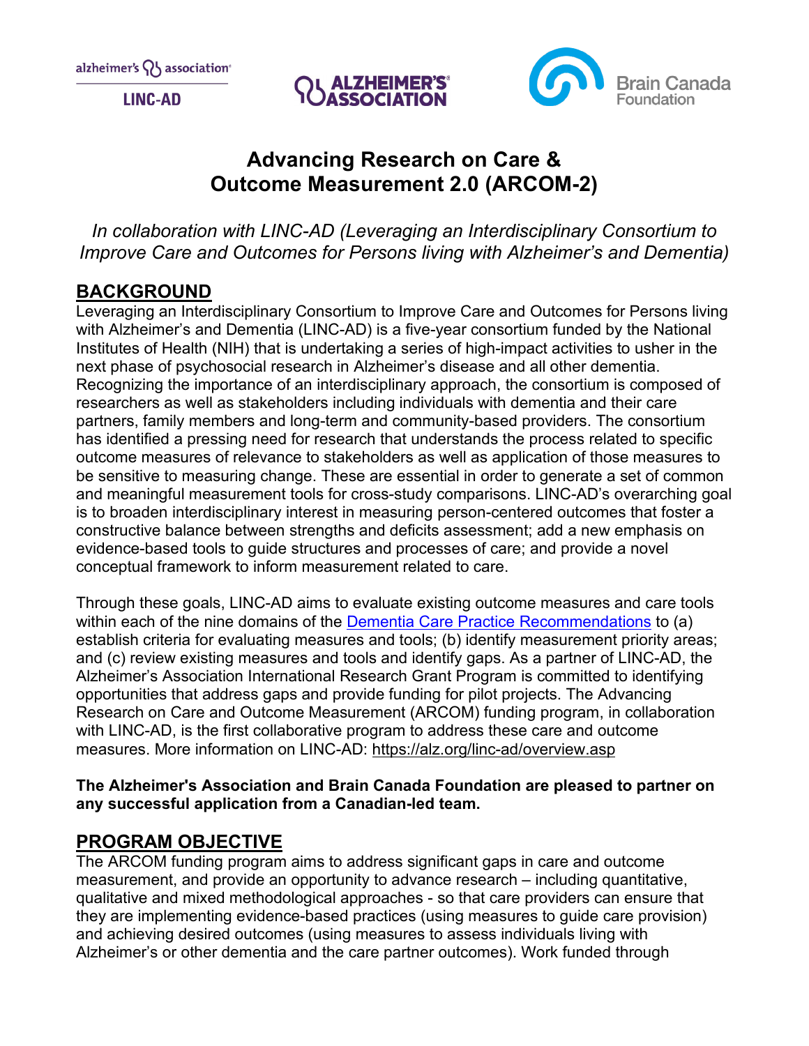alzheimer's association

LINC-AD

ALZHEIMER'S ASSOCIATION

Brain Canada Foundation

# Advancing Research on Care & Outcome Measurement 2.0 (ARCOM-2)

*In collaboration with LINC-AD (Leveraging an Interdisciplinary Consortium to Improve Care and Outcomes for Persons living with Alzheimer's and Dementia)*

## BACKGROUND

Leveraging an Interdisciplinary Consortium to Improve Care and Outcomes for Persons living with Alzheimer's and Dementia (LINC-AD) is a five-year consortium funded by the National Institutes of Health (NIH) that is undertaking a series of high-impact activities to usher in the next phase of psychosocial research in Alzheimer's disease and all other dementia. Recognizing the importance of an interdisciplinary approach, the consortium is composed of researchers as well as stakeholders including individuals with dementia and their care partners, family members and long-term and community-based providers. The consortium has identified a pressing need for research that understands the process related to specific outcome measures of relevance to stakeholders as well as application of those measures to be sensitive to measuring change. These are essential in order to generate a set of common and meaningful measurement tools for cross-study comparisons. LINC-AD's overarching goal is to broaden interdisciplinary interest in measuring person-centered outcomes that foster a constructive balance between strengths and deficits assessment; add a new emphasis on evidence-based tools to guide structures and processes of care; and provide a novel conceptual framework to inform measurement related to care.

Through these goals, LINC-AD aims to evaluate existing outcome measures and care tools within each of the nine domains of the Dementia Care Practice Recommendations to (a) establish criteria for evaluating measures and tools; (b) identify measurement priority areas; and (c) review existing measures and tools and identify gaps. As a partner of LINC-AD, the Alzheimer's Association International Research Grant Program is committed to identifying opportunities that address gaps and provide funding for pilot projects. The Advancing Research on Care and Outcome Measurement (ARCOM) funding program, in collaboration with LINC-AD, is the first collaborative program to address these care and outcome measures. More information on LINC-AD: https://alz.org/linc-ad/overview.asp

**The Alzheimer's Association and Brain Canada Foundation are pleased to partner on any successful application from a Canadian-led team.**

## PROGRAM OBJECTIVE

The ARCOM funding program aims to address significant gaps in care and outcome measurement, and provide an opportunity to advance research – including quantitative, qualitative and mixed methodological approaches - so that care providers can ensure that they are implementing evidence-based practices (using measures to guide care provision) and achieving desired outcomes (using measures to assess individuals living with Alzheimer's or other dementia and the care partner outcomes). Work funded through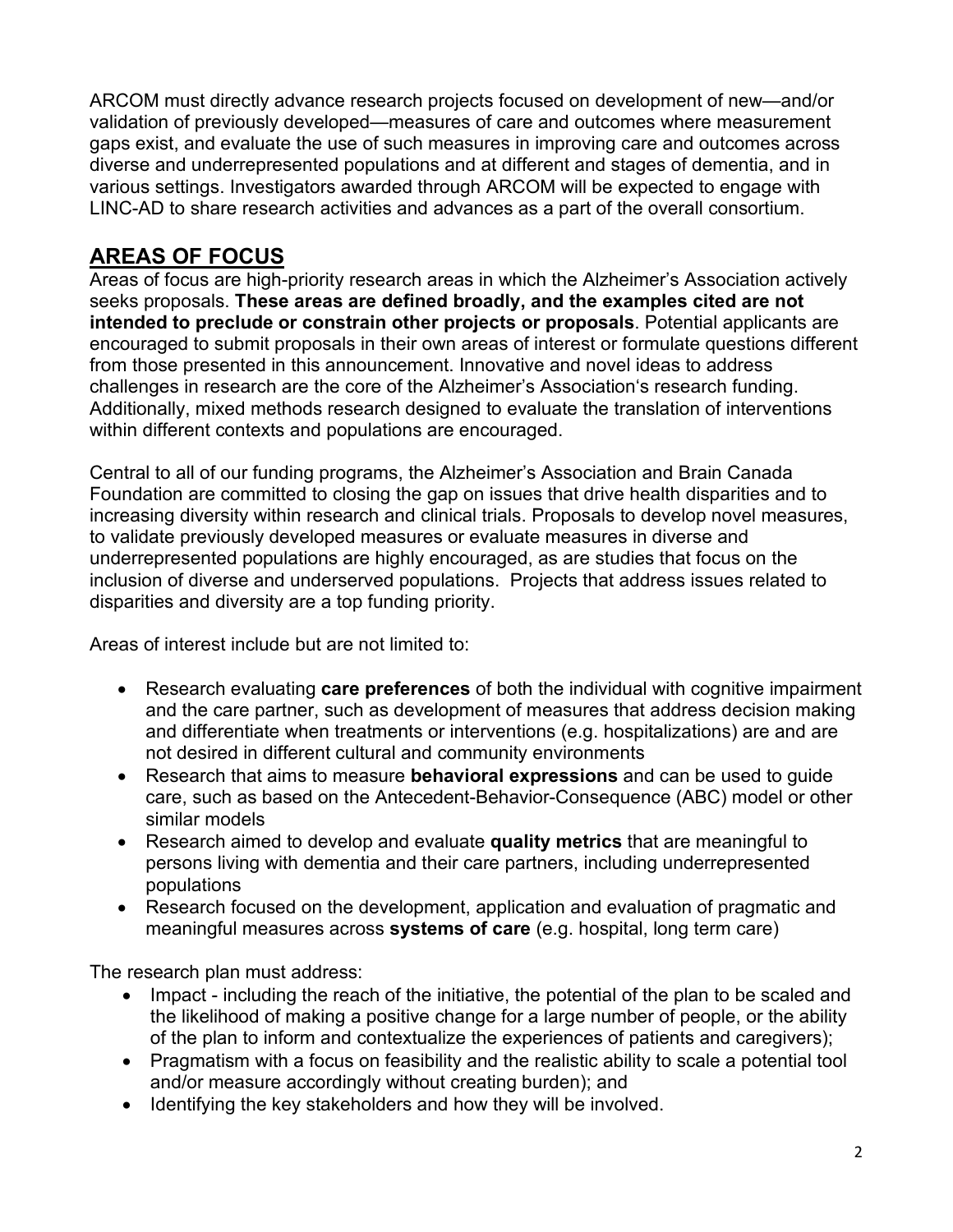ARCOM must directly advance research projects focused on development of new—and/or validation of previously developed—measures of care and outcomes where measurement gaps exist, and evaluate the use of such measures in improving care and outcomes across diverse and underrepresented populations and at different and stages of dementia, and in various settings. Investigators awarded through ARCOM will be expected to engage with LINC-AD to share research activities and advances as a part of the overall consortium.

## AREAS OF FOCUS

Areas of focus are high-priority research areas in which the Alzheimer's Association actively seeks proposals. **These areas are defined broadly, and the examples cited are not intended to preclude or constrain other projects or proposals**. Potential applicants are encouraged to submit proposals in their own areas of interest or formulate questions different from those presented in this announcement. Innovative and novel ideas to address challenges in research are the core of the Alzheimer's Association's research funding. Additionally, mixed methods research designed to evaluate the translation of interventions within different contexts and populations are encouraged.

Central to all of our funding programs, the Alzheimer's Association and Brain Canada Foundation are committed to closing the gap on issues that drive health disparities and to increasing diversity within research and clinical trials. Proposals to develop novel measures, to validate previously developed measures or evaluate measures in diverse and underrepresented populations are highly encouraged, as are studies that focus on the inclusion of diverse and underserved populations. Projects that address issues related to disparities and diversity are a top funding priority.

Areas of interest include but are not limited to:

- Research evaluating **care preferences** of both the individual with cognitive impairment and the care partner, such as development of measures that address decision making and differentiate when treatments or interventions (e.g. hospitalizations) are and are not desired in different cultural and community environments
- Research that aims to measure **behavioral expressions** and can be used to guide care, such as based on the Antecedent-Behavior-Consequence (ABC) model or other similar models
- Research aimed to develop and evaluate **quality metrics** that are meaningful to persons living with dementia and their care partners, including underrepresented populations
- Research focused on the development, application and evaluation of pragmatic and meaningful measures across **systems of care** (e.g. hospital, long term care)

The research plan must address:

- Impact - including the reach of the initiative, the potential of the plan to be scaled and the likelihood of making a positive change for a large number of people, or the ability of the plan to inform and contextualize the experiences of patients and caregivers);
- Pragmatism with a focus on feasibility and the realistic ability to scale a potential tool and/or measure accordingly without creating burden); and
- Identifying the key stakeholders and how they will be involved.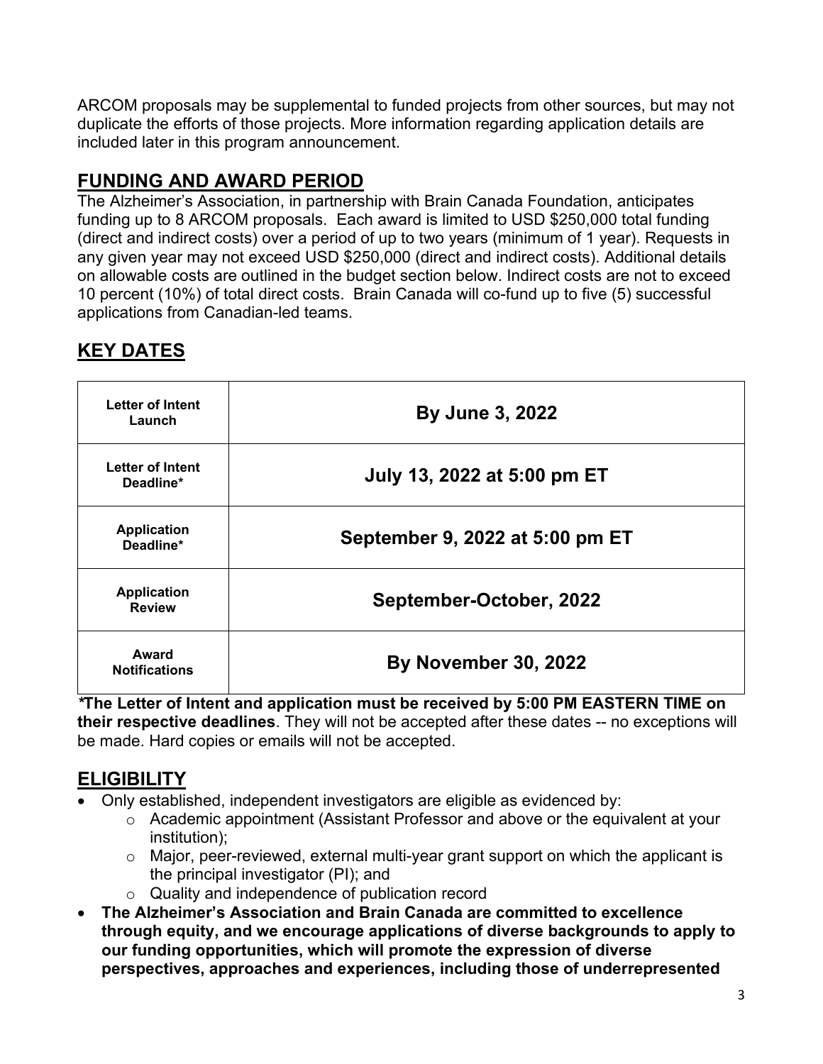ARCOM proposals may be supplemental to funded projects from other sources, but may not duplicate the efforts of those projects. More information regarding application details are included later in this program announcement.

## FUNDING AND AWARD PERIOD

The Alzheimer's Association, in partnership with Brain Canada Foundation, anticipates funding up to 8 ARCOM proposals. Each award is limited to USD $250,000 total funding (direct and indirect costs) over a period of up to two years (minimum of 1 year). Requests in any given year may not exceed USD $250,000 (direct and indirect costs). Additional details on allowable costs are outlined in the budget section below. Indirect costs are not to exceed 10 percent (10%) of total direct costs. Brain Canada will co-fund up to five (5) successful applications from Canadian-led teams.

## KEY DATES

| | |
|---|---|
| **Letter of Intent Launch** | **By June 3, 2022** |
| **Letter of Intent Deadline*** | **July 13, 2022 at 5:00 pm ET** |
| **Application Deadline*** | **September 9, 2022 at 5:00 pm ET** |
| **Application Review** | **September-October, 2022** |
| **Award Notifications** | **By November 30, 2022** |

***The Letter of Intent and application must be received by 5:00 PM EASTERN TIME on their respective deadlines**. They will not be accepted after these dates -- no exceptions will be made. Hard copies or emails will not be accepted.

## ELIGIBILITY

- Only established, independent investigators are eligible as evidenced by:
  - Academic appointment (Assistant Professor and above or the equivalent at your institution);
  - Major, peer-reviewed, external multi-year grant support on which the applicant is the principal investigator (PI); and
  - Quality and independence of publication record
- **The Alzheimer's Association and Brain Canada are committed to excellence through equity, and we encourage applications of diverse backgrounds to apply to our funding opportunities, which will promote the expression of diverse perspectives, approaches and experiences, including those of underrepresented**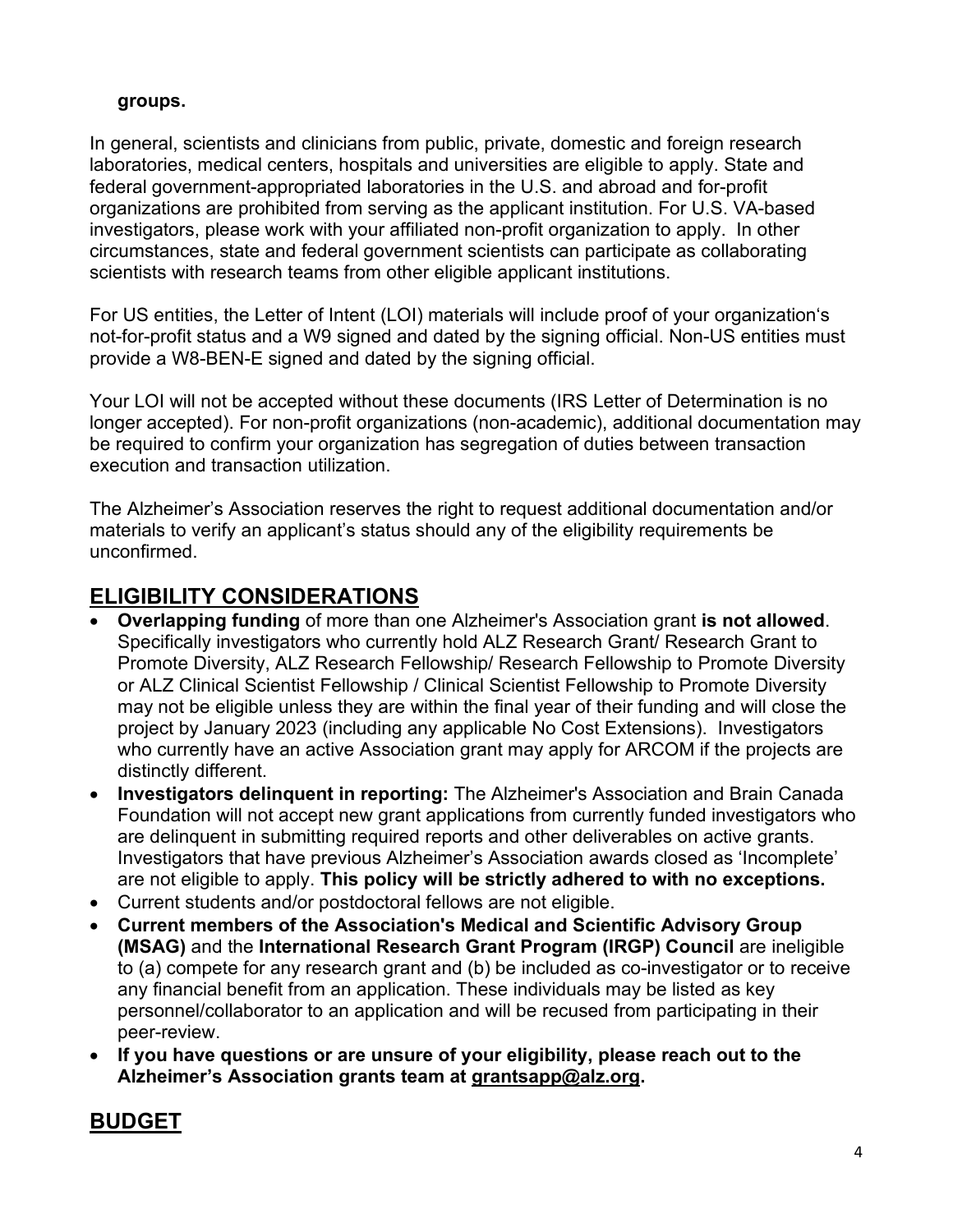**groups.**

In general, scientists and clinicians from public, private, domestic and foreign research laboratories, medical centers, hospitals and universities are eligible to apply. State and federal government-appropriated laboratories in the U.S. and abroad and for-profit organizations are prohibited from serving as the applicant institution. For U.S. VA-based investigators, please work with your affiliated non-profit organization to apply. In other circumstances, state and federal government scientists can participate as collaborating scientists with research teams from other eligible applicant institutions.

For US entities, the Letter of Intent (LOI) materials will include proof of your organization's not-for-profit status and a W9 signed and dated by the signing official. Non-US entities must provide a W8-BEN-E signed and dated by the signing official.

Your LOI will not be accepted without these documents (IRS Letter of Determination is no longer accepted). For non-profit organizations (non-academic), additional documentation may be required to confirm your organization has segregation of duties between transaction execution and transaction utilization.

The Alzheimer's Association reserves the right to request additional documentation and/or materials to verify an applicant's status should any of the eligibility requirements be unconfirmed.

## ELIGIBILITY CONSIDERATIONS

- **Overlapping funding** of more than one Alzheimer's Association grant **is not allowed**. Specifically investigators who currently hold ALZ Research Grant/ Research Grant to Promote Diversity, ALZ Research Fellowship/ Research Fellowship to Promote Diversity or ALZ Clinical Scientist Fellowship / Clinical Scientist Fellowship to Promote Diversity may not be eligible unless they are within the final year of their funding and will close the project by January 2023 (including any applicable No Cost Extensions). Investigators who currently have an active Association grant may apply for ARCOM if the projects are distinctly different.
- **Investigators delinquent in reporting:** The Alzheimer's Association and Brain Canada Foundation will not accept new grant applications from currently funded investigators who are delinquent in submitting required reports and other deliverables on active grants. Investigators that have previous Alzheimer's Association awards closed as 'Incomplete' are not eligible to apply. **This policy will be strictly adhered to with no exceptions.**
- Current students and/or postdoctoral fellows are not eligible.
- **Current members of the Association's Medical and Scientific Advisory Group (MSAG)** and the **International Research Grant Program (IRGP) Council** are ineligible to (a) compete for any research grant and (b) be included as co-investigator or to receive any financial benefit from an application. These individuals may be listed as key personnel/collaborator to an application and will be recused from participating in their peer-review.
- **If you have questions or are unsure of your eligibility, please reach out to the Alzheimer's Association grants team at grantsapp@alz.org.**

## BUDGET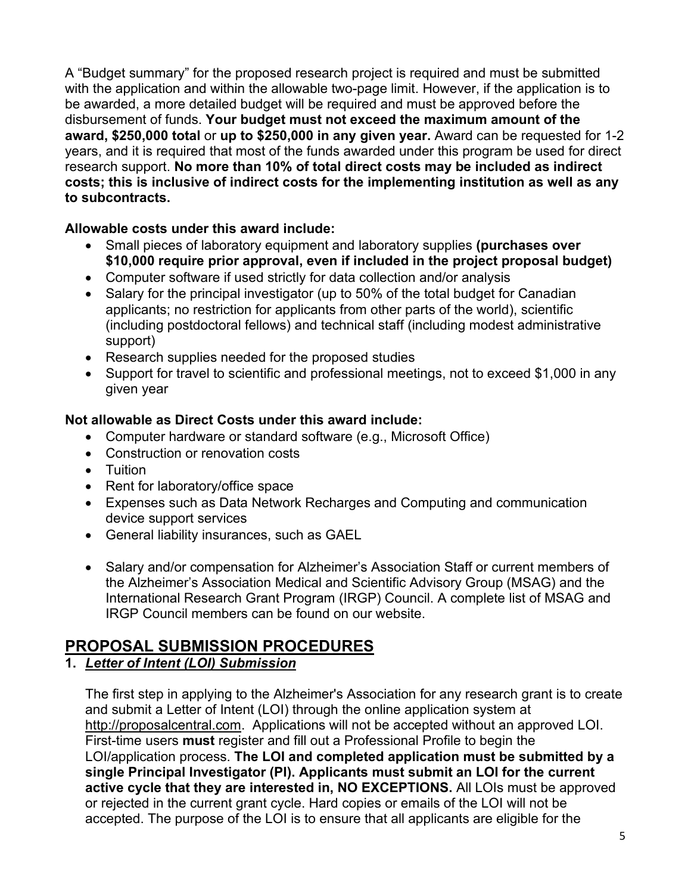A "Budget summary" for the proposed research project is required and must be submitted with the application and within the allowable two-page limit. However, if the application is to be awarded, a more detailed budget will be required and must be approved before the disbursement of funds. **Your budget must not exceed the maximum amount of the award, $250,000 total** or **up to $250,000 in any given year.** Award can be requested for 1-2 years, and it is required that most of the funds awarded under this program be used for direct research support. **No more than 10% of total direct costs may be included as indirect costs; this is inclusive of indirect costs for the implementing institution as well as any to subcontracts.**

**Allowable costs under this award include:**

- Small pieces of laboratory equipment and laboratory supplies **(purchases over $10,000 require prior approval, even if included in the project proposal budget)**
- Computer software if used strictly for data collection and/or analysis
- Salary for the principal investigator (up to 50% of the total budget for Canadian applicants; no restriction for applicants from other parts of the world), scientific (including postdoctoral fellows) and technical staff (including modest administrative support)
- Research supplies needed for the proposed studies
- Support for travel to scientific and professional meetings, not to exceed $1,000 in any given year

**Not allowable as Direct Costs under this award include:**

- Computer hardware or standard software (e.g., Microsoft Office)
- Construction or renovation costs
- Tuition
- Rent for laboratory/office space
- Expenses such as Data Network Recharges and Computing and communication device support services
- General liability insurances, such as GAEL
- Salary and/or compensation for Alzheimer's Association Staff or current members of the Alzheimer's Association Medical and Scientific Advisory Group (MSAG) and the International Research Grant Program (IRGP) Council. A complete list of MSAG and IRGP Council members can be found on our website.

## PROPOSAL SUBMISSION PROCEDURES

### 1. *Letter of Intent (LOI) Submission*

The first step in applying to the Alzheimer's Association for any research grant is to create and submit a Letter of Intent (LOI) through the online application system at http://proposalcentral.com. Applications will not be accepted without an approved LOI. First-time users **must** register and fill out a Professional Profile to begin the LOI/application process. **The LOI and completed application must be submitted by a single Principal Investigator (PI). Applicants must submit an LOI for the current active cycle that they are interested in, NO EXCEPTIONS.** All LOIs must be approved or rejected in the current grant cycle. Hard copies or emails of the LOI will not be accepted. The purpose of the LOI is to ensure that all applicants are eligible for the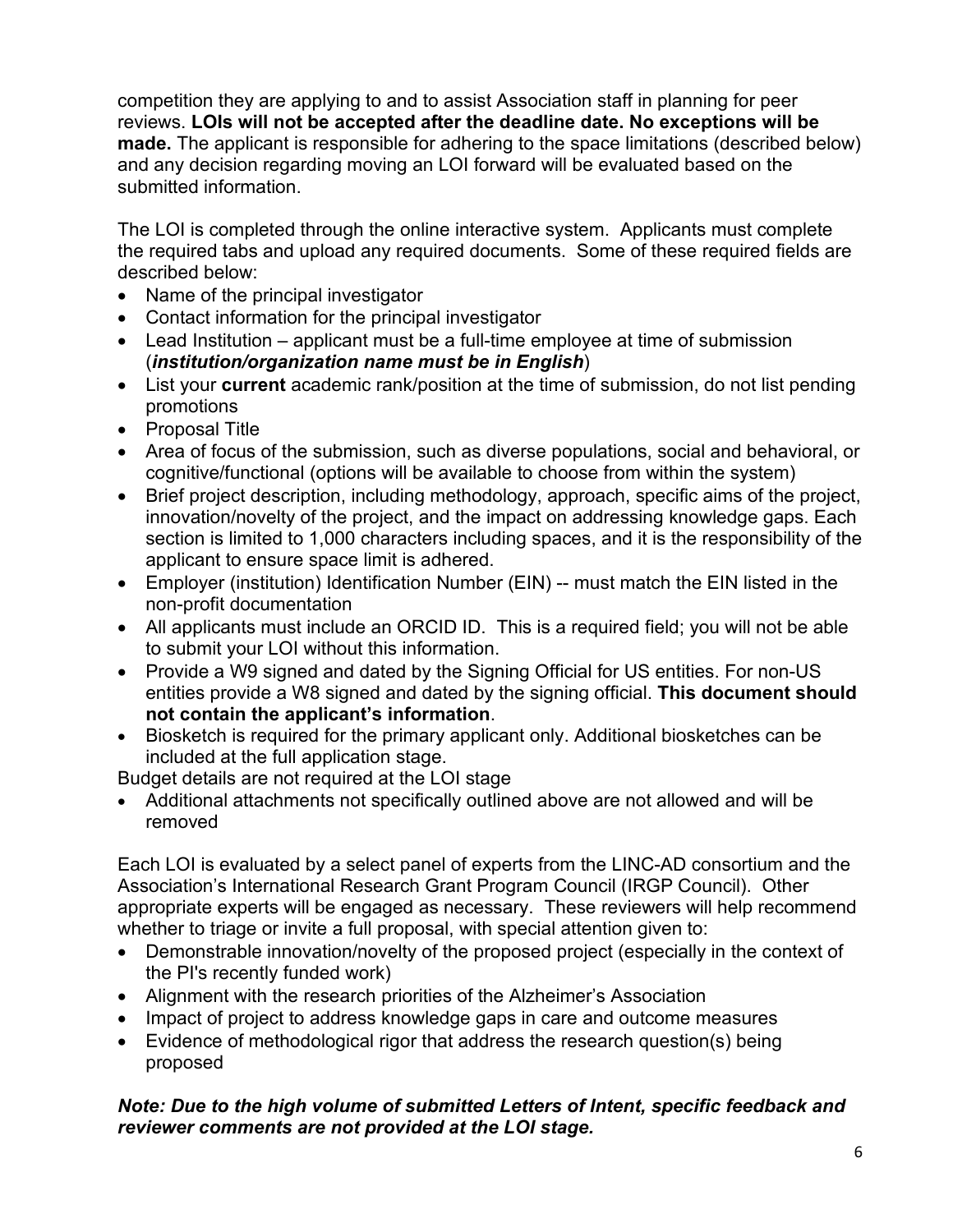competition they are applying to and to assist Association staff in planning for peer reviews. **LOIs will not be accepted after the deadline date. No exceptions will be made.** The applicant is responsible for adhering to the space limitations (described below) and any decision regarding moving an LOI forward will be evaluated based on the submitted information.

The LOI is completed through the online interactive system. Applicants must complete the required tabs and upload any required documents. Some of these required fields are described below:

- Name of the principal investigator
- Contact information for the principal investigator
- Lead Institution – applicant must be a full-time employee at time of submission (***institution/organization name must be in English***)
- List your **current** academic rank/position at the time of submission, do not list pending promotions
- Proposal Title
- Area of focus of the submission, such as diverse populations, social and behavioral, or cognitive/functional (options will be available to choose from within the system)
- Brief project description, including methodology, approach, specific aims of the project, innovation/novelty of the project, and the impact on addressing knowledge gaps. Each section is limited to 1,000 characters including spaces, and it is the responsibility of the applicant to ensure space limit is adhered.
- Employer (institution) Identification Number (EIN) -- must match the EIN listed in the non-profit documentation
- All applicants must include an ORCID ID. This is a required field; you will not be able to submit your LOI without this information.
- Provide a W9 signed and dated by the Signing Official for US entities. For non-US entities provide a W8 signed and dated by the signing official. **This document should not contain the applicant's information**.
- Biosketch is required for the primary applicant only. Additional biosketches can be included at the full application stage.

Budget details are not required at the LOI stage

- Additional attachments not specifically outlined above are not allowed and will be removed

Each LOI is evaluated by a select panel of experts from the LINC-AD consortium and the Association's International Research Grant Program Council (IRGP Council). Other appropriate experts will be engaged as necessary. These reviewers will help recommend whether to triage or invite a full proposal, with special attention given to:

- Demonstrable innovation/novelty of the proposed project (especially in the context of the PI's recently funded work)
- Alignment with the research priorities of the Alzheimer's Association
- Impact of project to address knowledge gaps in care and outcome measures
- Evidence of methodological rigor that address the research question(s) being proposed

***Note: Due to the high volume of submitted Letters of Intent, specific feedback and reviewer comments are not provided at the LOI stage.***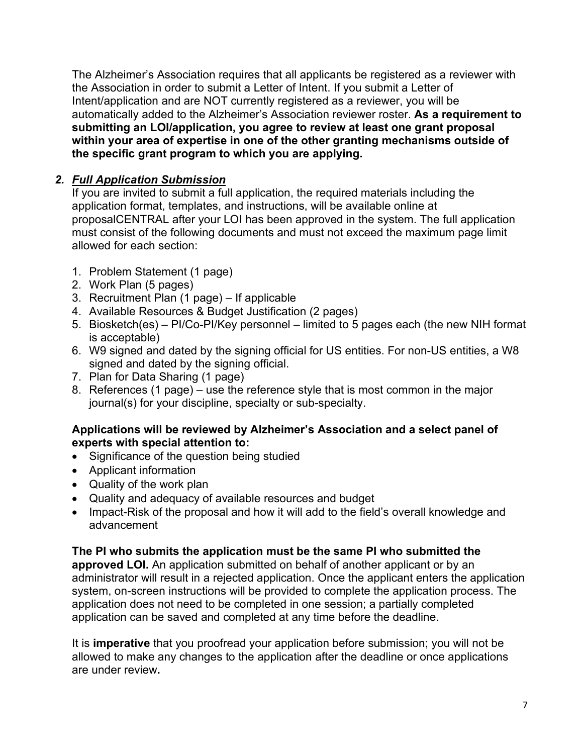The Alzheimer's Association requires that all applicants be registered as a reviewer with the Association in order to submit a Letter of Intent. If you submit a Letter of Intent/application and are NOT currently registered as a reviewer, you will be automatically added to the Alzheimer's Association reviewer roster. **As a requirement to submitting an LOI/application, you agree to review at least one grant proposal within your area of expertise in one of the other granting mechanisms outside of the specific grant program to which you are applying.**

### 2. ***Full Application Submission***

If you are invited to submit a full application, the required materials including the application format, templates, and instructions, will be available online at proposalCENTRAL after your LOI has been approved in the system. The full application must consist of the following documents and must not exceed the maximum page limit allowed for each section:

1. Problem Statement (1 page)
2. Work Plan (5 pages)
3. Recruitment Plan (1 page) – If applicable
4. Available Resources & Budget Justification (2 pages)
5. Biosketch(es) – PI/Co-PI/Key personnel – limited to 5 pages each (the new NIH format is acceptable)
6. W9 signed and dated by the signing official for US entities. For non-US entities, a W8 signed and dated by the signing official.
7. Plan for Data Sharing (1 page)
8. References (1 page) – use the reference style that is most common in the major journal(s) for your discipline, specialty or sub-specialty.

**Applications will be reviewed by Alzheimer's Association and a select panel of experts with special attention to:**

- Significance of the question being studied
- Applicant information
- Quality of the work plan
- Quality and adequacy of available resources and budget
- Impact-Risk of the proposal and how it will add to the field's overall knowledge and advancement

**The PI who submits the application must be the same PI who submitted the approved LOI.** An application submitted on behalf of another applicant or by an administrator will result in a rejected application. Once the applicant enters the application system, on-screen instructions will be provided to complete the application process. The application does not need to be completed in one session; a partially completed application can be saved and completed at any time before the deadline.

It is **imperative** that you proofread your application before submission; you will not be allowed to make any changes to the application after the deadline or once applications are under review**.**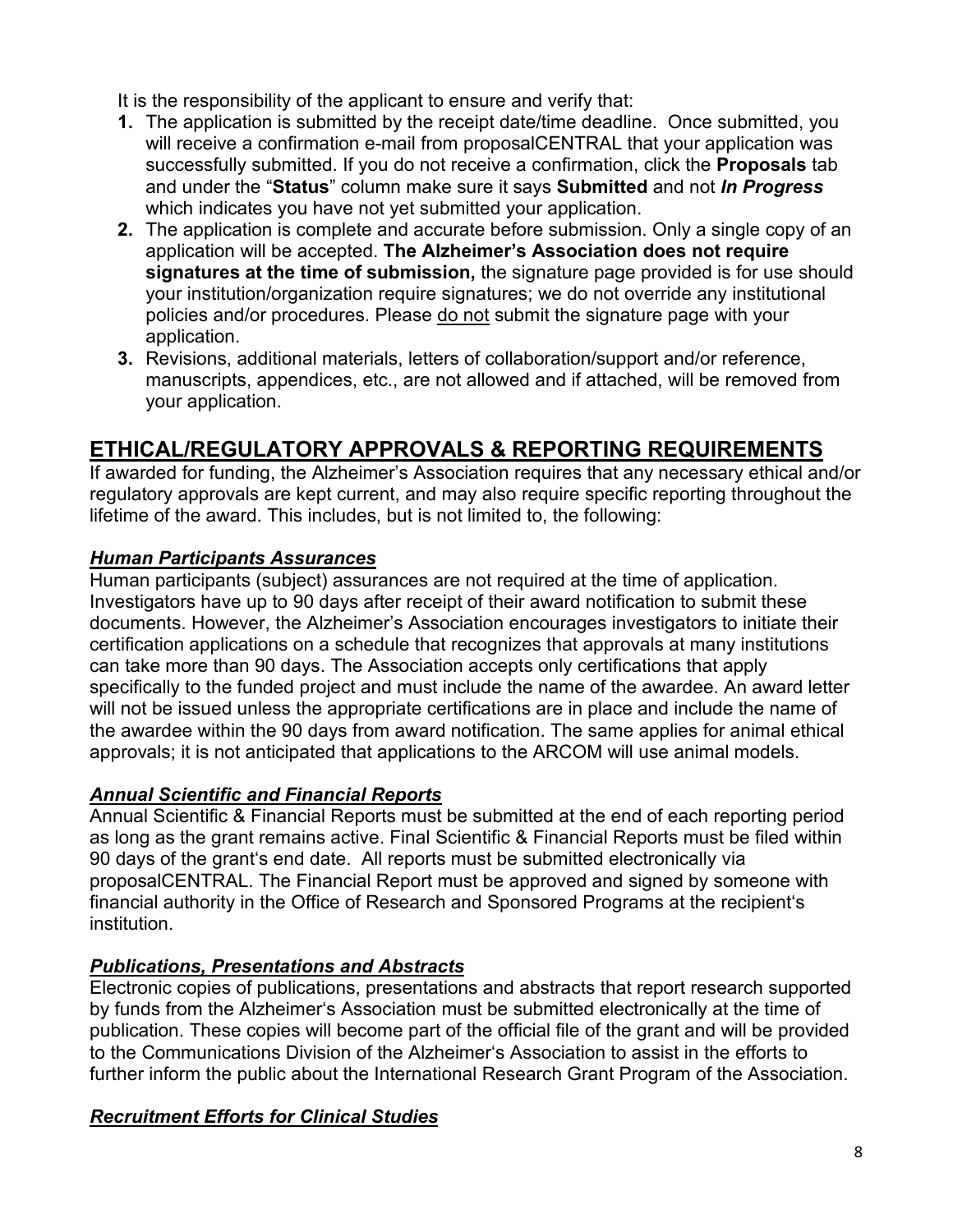It is the responsibility of the applicant to ensure and verify that:

1. The application is submitted by the receipt date/time deadline. Once submitted, you will receive a confirmation e-mail from proposalCENTRAL that your application was successfully submitted. If you do not receive a confirmation, click the **Proposals** tab and under the "**Status**" column make sure it says **Submitted** and not ***In Progress*** which indicates you have not yet submitted your application.
2. The application is complete and accurate before submission. Only a single copy of an application will be accepted. **The Alzheimer's Association does not require signatures at the time of submission,** the signature page provided is for use should your institution/organization require signatures; we do not override any institutional policies and/or procedures. Please <u>do not</u> submit the signature page with your application.
3. Revisions, additional materials, letters of collaboration/support and/or reference, manuscripts, appendices, etc., are not allowed and if attached, will be removed from your application.

## ETHICAL/REGULATORY APPROVALS & REPORTING REQUIREMENTS

If awarded for funding, the Alzheimer's Association requires that any necessary ethical and/or regulatory approvals are kept current, and may also require specific reporting throughout the lifetime of the award. This includes, but is not limited to, the following:

### ***Human Participants Assurances***

Human participants (subject) assurances are not required at the time of application. Investigators have up to 90 days after receipt of their award notification to submit these documents. However, the Alzheimer's Association encourages investigators to initiate their certification applications on a schedule that recognizes that approvals at many institutions can take more than 90 days. The Association accepts only certifications that apply specifically to the funded project and must include the name of the awardee. An award letter will not be issued unless the appropriate certifications are in place and include the name of the awardee within the 90 days from award notification. The same applies for animal ethical approvals; it is not anticipated that applications to the ARCOM will use animal models.

### ***Annual Scientific and Financial Reports***

Annual Scientific & Financial Reports must be submitted at the end of each reporting period as long as the grant remains active. Final Scientific & Financial Reports must be filed within 90 days of the grant's end date. All reports must be submitted electronically via proposalCENTRAL. The Financial Report must be approved and signed by someone with financial authority in the Office of Research and Sponsored Programs at the recipient's institution.

### ***Publications, Presentations and Abstracts***

Electronic copies of publications, presentations and abstracts that report research supported by funds from the Alzheimer's Association must be submitted electronically at the time of publication. These copies will become part of the official file of the grant and will be provided to the Communications Division of the Alzheimer's Association to assist in the efforts to further inform the public about the International Research Grant Program of the Association.

### ***Recruitment Efforts for Clinical Studies***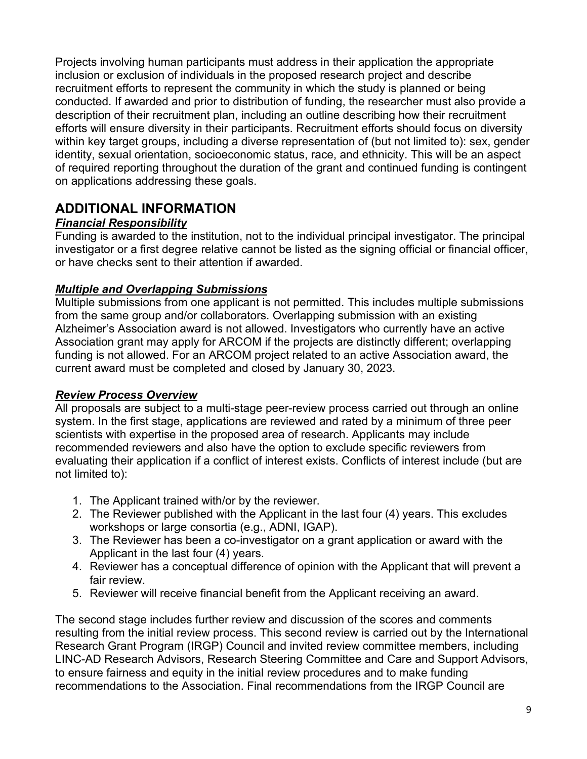Projects involving human participants must address in their application the appropriate inclusion or exclusion of individuals in the proposed research project and describe recruitment efforts to represent the community in which the study is planned or being conducted. If awarded and prior to distribution of funding, the researcher must also provide a description of their recruitment plan, including an outline describing how their recruitment efforts will ensure diversity in their participants. Recruitment efforts should focus on diversity within key target groups, including a diverse representation of (but not limited to): sex, gender identity, sexual orientation, socioeconomic status, race, and ethnicity. This will be an aspect of required reporting throughout the duration of the grant and continued funding is contingent on applications addressing these goals.

## ADDITIONAL INFORMATION

### ***Financial Responsibility***

Funding is awarded to the institution, not to the individual principal investigator. The principal investigator or a first degree relative cannot be listed as the signing official or financial officer, or have checks sent to their attention if awarded.

### ***Multiple and Overlapping Submissions***

Multiple submissions from one applicant is not permitted. This includes multiple submissions from the same group and/or collaborators. Overlapping submission with an existing Alzheimer's Association award is not allowed. Investigators who currently have an active Association grant may apply for ARCOM if the projects are distinctly different; overlapping funding is not allowed. For an ARCOM project related to an active Association award, the current award must be completed and closed by January 30, 2023.

### ***Review Process Overview***

All proposals are subject to a multi-stage peer-review process carried out through an online system. In the first stage, applications are reviewed and rated by a minimum of three peer scientists with expertise in the proposed area of research. Applicants may include recommended reviewers and also have the option to exclude specific reviewers from evaluating their application if a conflict of interest exists. Conflicts of interest include (but are not limited to):

1. The Applicant trained with/or by the reviewer.
2. The Reviewer published with the Applicant in the last four (4) years. This excludes workshops or large consortia (e.g., ADNI, IGAP).
3. The Reviewer has been a co-investigator on a grant application or award with the Applicant in the last four (4) years.
4. Reviewer has a conceptual difference of opinion with the Applicant that will prevent a fair review.
5. Reviewer will receive financial benefit from the Applicant receiving an award.

The second stage includes further review and discussion of the scores and comments resulting from the initial review process. This second review is carried out by the International Research Grant Program (IRGP) Council and invited review committee members, including LINC-AD Research Advisors, Research Steering Committee and Care and Support Advisors, to ensure fairness and equity in the initial review procedures and to make funding recommendations to the Association. Final recommendations from the IRGP Council are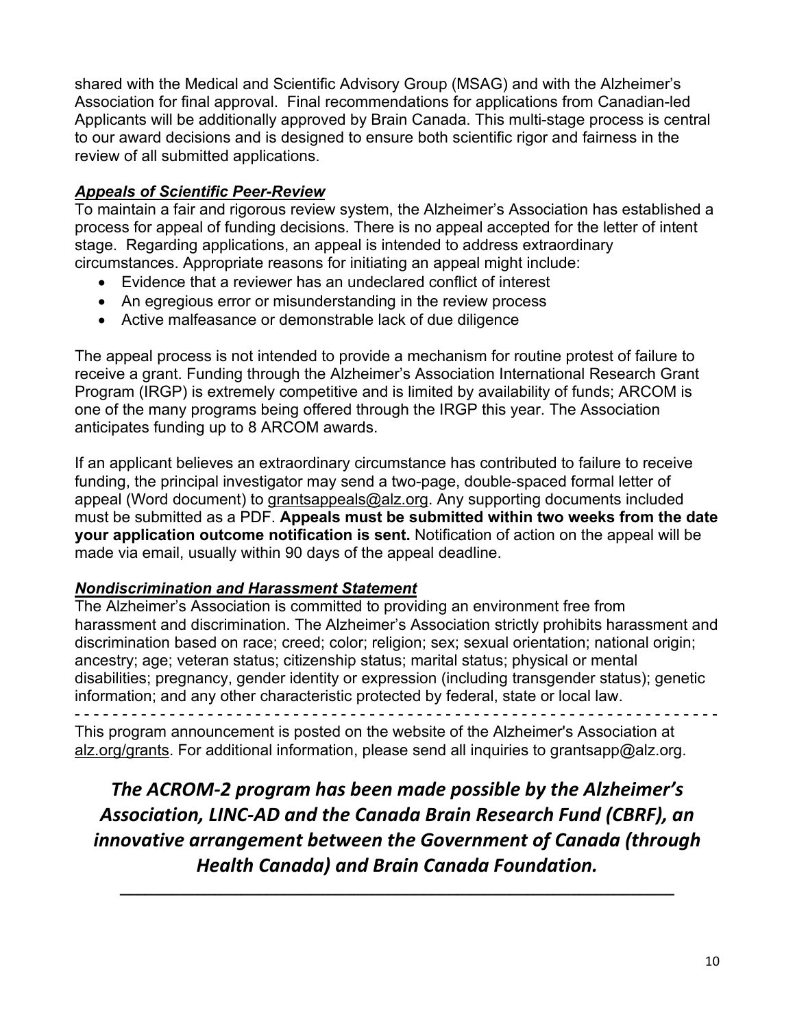shared with the Medical and Scientific Advisory Group (MSAG) and with the Alzheimer's Association for final approval. Final recommendations for applications from Canadian-led Applicants will be additionally approved by Brain Canada. This multi-stage process is central to our award decisions and is designed to ensure both scientific rigor and fairness in the review of all submitted applications.

***Appeals of Scientific Peer-Review***

To maintain a fair and rigorous review system, the Alzheimer's Association has established a process for appeal of funding decisions. There is no appeal accepted for the letter of intent stage. Regarding applications, an appeal is intended to address extraordinary circumstances. Appropriate reasons for initiating an appeal might include:

- Evidence that a reviewer has an undeclared conflict of interest
- An egregious error or misunderstanding in the review process
- Active malfeasance or demonstrable lack of due diligence

The appeal process is not intended to provide a mechanism for routine protest of failure to receive a grant. Funding through the Alzheimer's Association International Research Grant Program (IRGP) is extremely competitive and is limited by availability of funds; ARCOM is one of the many programs being offered through the IRGP this year. The Association anticipates funding up to 8 ARCOM awards.

If an applicant believes an extraordinary circumstance has contributed to failure to receive funding, the principal investigator may send a two-page, double-spaced formal letter of appeal (Word document) to grantsappeals@alz.org. Any supporting documents included must be submitted as a PDF. **Appeals must be submitted within two weeks from the date your application outcome notification is sent.** Notification of action on the appeal will be made via email, usually within 90 days of the appeal deadline.

***Nondiscrimination and Harassment Statement***

The Alzheimer's Association is committed to providing an environment free from harassment and discrimination. The Alzheimer's Association strictly prohibits harassment and discrimination based on race; creed; color; religion; sex; sexual orientation; national origin; ancestry; age; veteran status; citizenship status; marital status; physical or mental disabilities; pregnancy, gender identity or expression (including transgender status); genetic information; and any other characteristic protected by federal, state or local law.

---

This program announcement is posted on the website of the Alzheimer's Association at alz.org/grants. For additional information, please send all inquiries to grantsapp@alz.org.

***The ACROM-2 program has been made possible by the Alzheimer's Association, LINC-AD and the Canada Brain Research Fund (CBRF), an innovative arrangement between the Government of Canada (through Health Canada) and Brain Canada Foundation.***